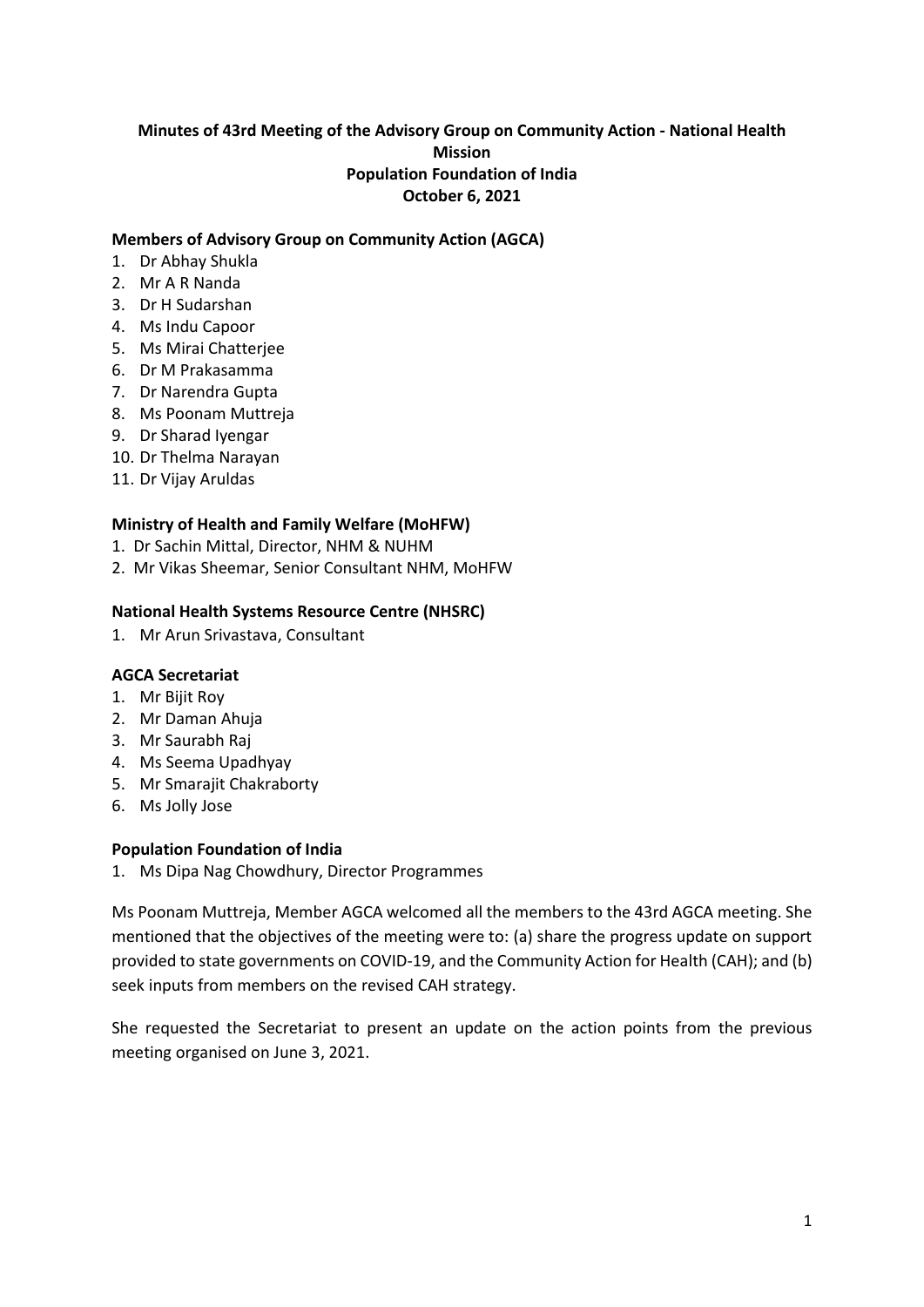# Minutes of 43rd Meeting of the Advisory Group on Community Action - National Health Mission
## Population Foundation of India
## October 6, 2021

**Members of Advisory Group on Community Action (AGCA)**

1. Dr Abhay Shukla
2. Mr A R Nanda
3. Dr H Sudarshan
4. Ms Indu Capoor
5. Ms Mirai Chatterjee
6. Dr M Prakasamma
7. Dr Narendra Gupta
8. Ms Poonam Muttreja
9. Dr Sharad Iyengar
10. Dr Thelma Narayan
11. Dr Vijay Aruldas

**Ministry of Health and Family Welfare (MoHFW)**

1. Dr Sachin Mittal, Director, NHM & NUHM
2. Mr Vikas Sheemar, Senior Consultant NHM, MoHFW

**National Health Systems Resource Centre (NHSRC)**

1. Mr Arun Srivastava, Consultant

**AGCA Secretariat**

1. Mr Bijit Roy
2. Mr Daman Ahuja
3. Mr Saurabh Raj
4. Ms Seema Upadhyay
5. Mr Smarajit Chakraborty
6. Ms Jolly Jose

**Population Foundation of India**

1. Ms Dipa Nag Chowdhury, Director Programmes

Ms Poonam Muttreja, Member AGCA welcomed all the members to the 43rd AGCA meeting. She mentioned that the objectives of the meeting were to: (a) share the progress update on support provided to state governments on COVID-19, and the Community Action for Health (CAH); and (b) seek inputs from members on the revised CAH strategy.

She requested the Secretariat to present an update on the action points from the previous meeting organised on June 3, 2021.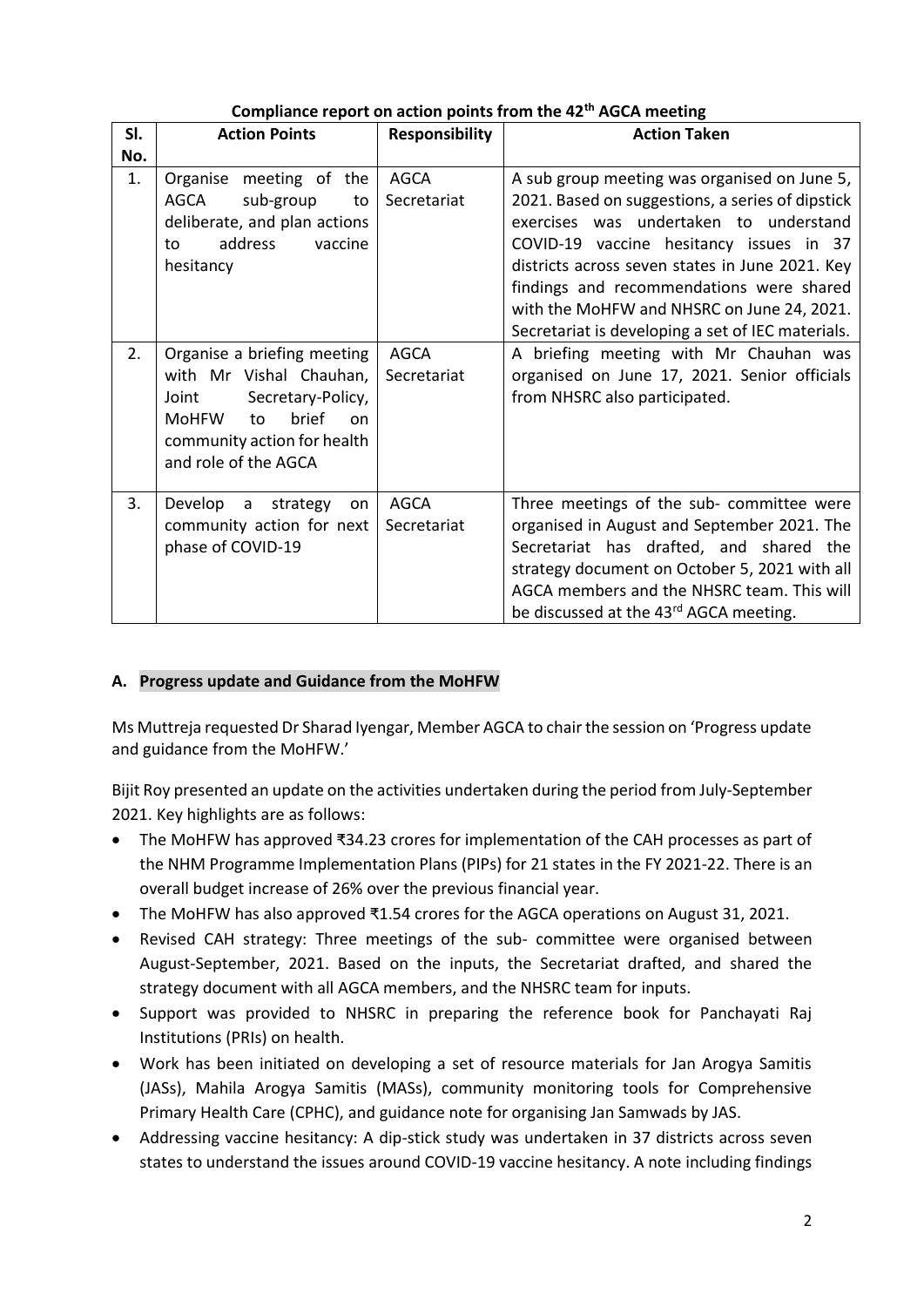**Compliance report on action points from the 42[th] AGCA meeting**

| Sl. No. | Action Points | Responsibility | Action Taken |
|---|---|---|---|
| 1. | Organise meeting of the AGCA sub-group to deliberate, and plan actions to address vaccine hesitancy | AGCA Secretariat | A sub group meeting was organised on June 5, 2021. Based on suggestions, a series of dipstick exercises was undertaken to understand COVID-19 vaccine hesitancy issues in 37 districts across seven states in June 2021. Key findings and recommendations were shared with the MoHFW and NHSRC on June 24, 2021. Secretariat is developing a set of IEC materials. |
| 2. | Organise a briefing meeting with Mr Vishal Chauhan, Joint Secretary-Policy, MoHFW to brief on community action for health and role of the AGCA | AGCA Secretariat | A briefing meeting with Mr Chauhan was organised on June 17, 2021. Senior officials from NHSRC also participated. |
| 3. | Develop a strategy on community action for next phase of COVID-19 | AGCA Secretariat | Three meetings of the sub- committee were organised in August and September 2021. The Secretariat has drafted, and shared the strategy document on October 5, 2021 with all AGCA members and the NHSRC team. This will be discussed at the 43[rd] AGCA meeting. |

## A. Progress update and Guidance from the MoHFW

Ms Muttreja requested Dr Sharad Iyengar, Member AGCA to chair the session on 'Progress update and guidance from the MoHFW.'

Bijit Roy presented an update on the activities undertaken during the period from July-September 2021. Key highlights are as follows:

- The MoHFW has approved ₹34.23 crores for implementation of the CAH processes as part of the NHM Programme Implementation Plans (PIPs) for 21 states in the FY 2021-22. There is an overall budget increase of 26% over the previous financial year.
- The MoHFW has also approved ₹1.54 crores for the AGCA operations on August 31, 2021.
- Revised CAH strategy: Three meetings of the sub- committee were organised between August-September, 2021. Based on the inputs, the Secretariat drafted, and shared the strategy document with all AGCA members, and the NHSRC team for inputs.
- Support was provided to NHSRC in preparing the reference book for Panchayati Raj Institutions (PRIs) on health.
- Work has been initiated on developing a set of resource materials for Jan Arogya Samitis (JASs), Mahila Arogya Samitis (MASs), community monitoring tools for Comprehensive Primary Health Care (CPHC), and guidance note for organising Jan Samwads by JAS.
- Addressing vaccine hesitancy: A dip-stick study was undertaken in 37 districts across seven states to understand the issues around COVID-19 vaccine hesitancy. A note including findings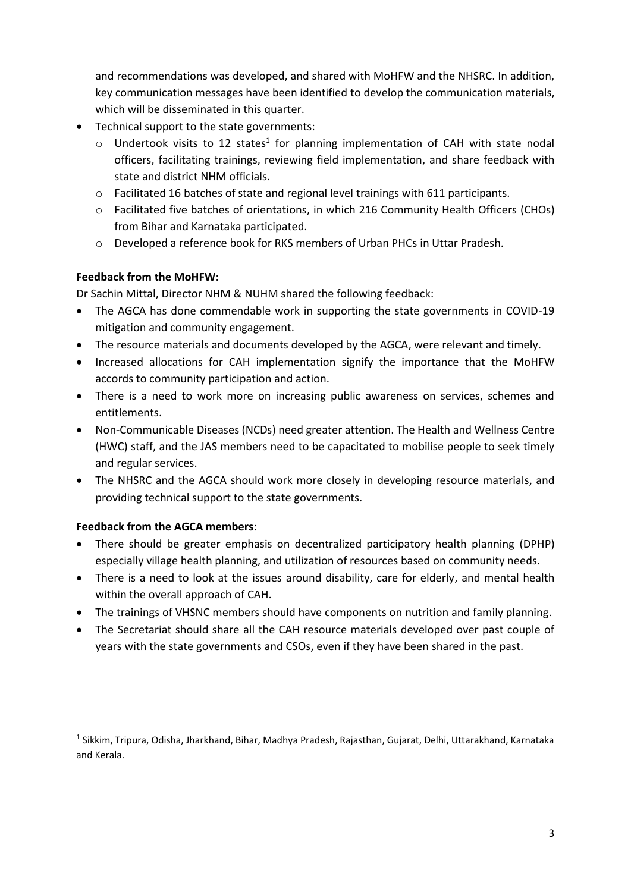and recommendations was developed, and shared with MoHFW and the NHSRC. In addition, key communication messages have been identified to develop the communication materials, which will be disseminated in this quarter.

- Technical support to the state governments:
  - Undertook visits to 12 states[1] for planning implementation of CAH with state nodal officers, facilitating trainings, reviewing field implementation, and share feedback with state and district NHM officials.
  - Facilitated 16 batches of state and regional level trainings with 611 participants.
  - Facilitated five batches of orientations, in which 216 Community Health Officers (CHOs) from Bihar and Karnataka participated.
  - Developed a reference book for RKS members of Urban PHCs in Uttar Pradesh.

**Feedback from the MoHFW**:

Dr Sachin Mittal, Director NHM & NUHM shared the following feedback:

- The AGCA has done commendable work in supporting the state governments in COVID-19 mitigation and community engagement.
- The resource materials and documents developed by the AGCA, were relevant and timely.
- Increased allocations for CAH implementation signify the importance that the MoHFW accords to community participation and action.
- There is a need to work more on increasing public awareness on services, schemes and entitlements.
- Non-Communicable Diseases (NCDs) need greater attention. The Health and Wellness Centre (HWC) staff, and the JAS members need to be capacitated to mobilise people to seek timely and regular services.
- The NHSRC and the AGCA should work more closely in developing resource materials, and providing technical support to the state governments.

**Feedback from the AGCA members**:

- There should be greater emphasis on decentralized participatory health planning (DPHP) especially village health planning, and utilization of resources based on community needs.
- There is a need to look at the issues around disability, care for elderly, and mental health within the overall approach of CAH.
- The trainings of VHSNC members should have components on nutrition and family planning.
- The Secretariat should share all the CAH resource materials developed over past couple of years with the state governments and CSOs, even if they have been shared in the past.

---

[1] Sikkim, Tripura, Odisha, Jharkhand, Bihar, Madhya Pradesh, Rajasthan, Gujarat, Delhi, Uttarakhand, Karnataka and Kerala.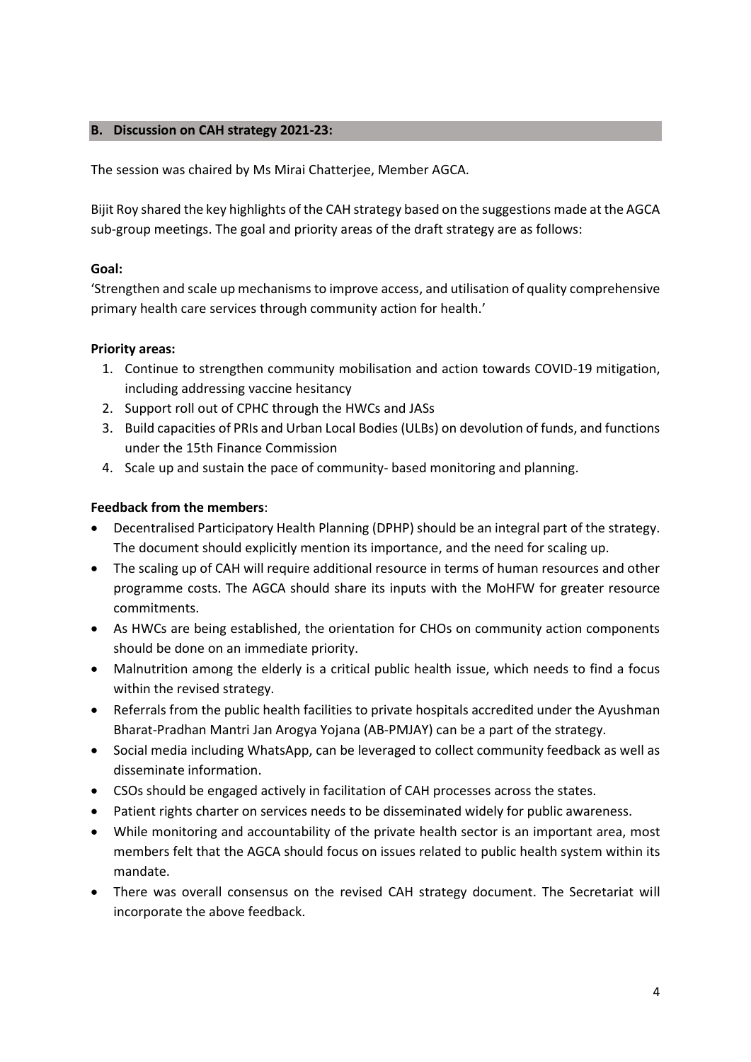## B. Discussion on CAH strategy 2021-23:

The session was chaired by Ms Mirai Chatterjee, Member AGCA.

Bijit Roy shared the key highlights of the CAH strategy based on the suggestions made at the AGCA sub-group meetings. The goal and priority areas of the draft strategy are as follows:

**Goal:**

'Strengthen and scale up mechanisms to improve access, and utilisation of quality comprehensive primary health care services through community action for health.'

**Priority areas:**

1. Continue to strengthen community mobilisation and action towards COVID-19 mitigation, including addressing vaccine hesitancy
2. Support roll out of CPHC through the HWCs and JASs
3. Build capacities of PRIs and Urban Local Bodies (ULBs) on devolution of funds, and functions under the 15th Finance Commission
4. Scale up and sustain the pace of community- based monitoring and planning.

**Feedback from the members**:

- Decentralised Participatory Health Planning (DPHP) should be an integral part of the strategy. The document should explicitly mention its importance, and the need for scaling up.
- The scaling up of CAH will require additional resource in terms of human resources and other programme costs. The AGCA should share its inputs with the MoHFW for greater resource commitments.
- As HWCs are being established, the orientation for CHOs on community action components should be done on an immediate priority.
- Malnutrition among the elderly is a critical public health issue, which needs to find a focus within the revised strategy.
- Referrals from the public health facilities to private hospitals accredited under the Ayushman Bharat-Pradhan Mantri Jan Arogya Yojana (AB-PMJAY) can be a part of the strategy.
- Social media including WhatsApp, can be leveraged to collect community feedback as well as disseminate information.
- CSOs should be engaged actively in facilitation of CAH processes across the states.
- Patient rights charter on services needs to be disseminated widely for public awareness.
- While monitoring and accountability of the private health sector is an important area, most members felt that the AGCA should focus on issues related to public health system within its mandate.
- There was overall consensus on the revised CAH strategy document. The Secretariat will incorporate the above feedback.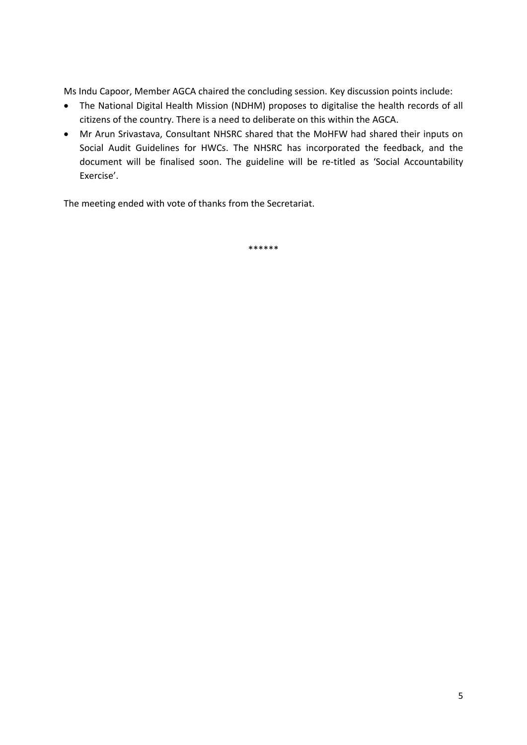Ms Indu Capoor, Member AGCA chaired the concluding session. Key discussion points include:

- The National Digital Health Mission (NDHM) proposes to digitalise the health records of all citizens of the country. There is a need to deliberate on this within the AGCA.
- Mr Arun Srivastava, Consultant NHSRC shared that the MoHFW had shared their inputs on Social Audit Guidelines for HWCs. The NHSRC has incorporated the feedback, and the document will be finalised soon. The guideline will be re-titled as 'Social Accountability Exercise'.

The meeting ended with vote of thanks from the Secretariat.

******